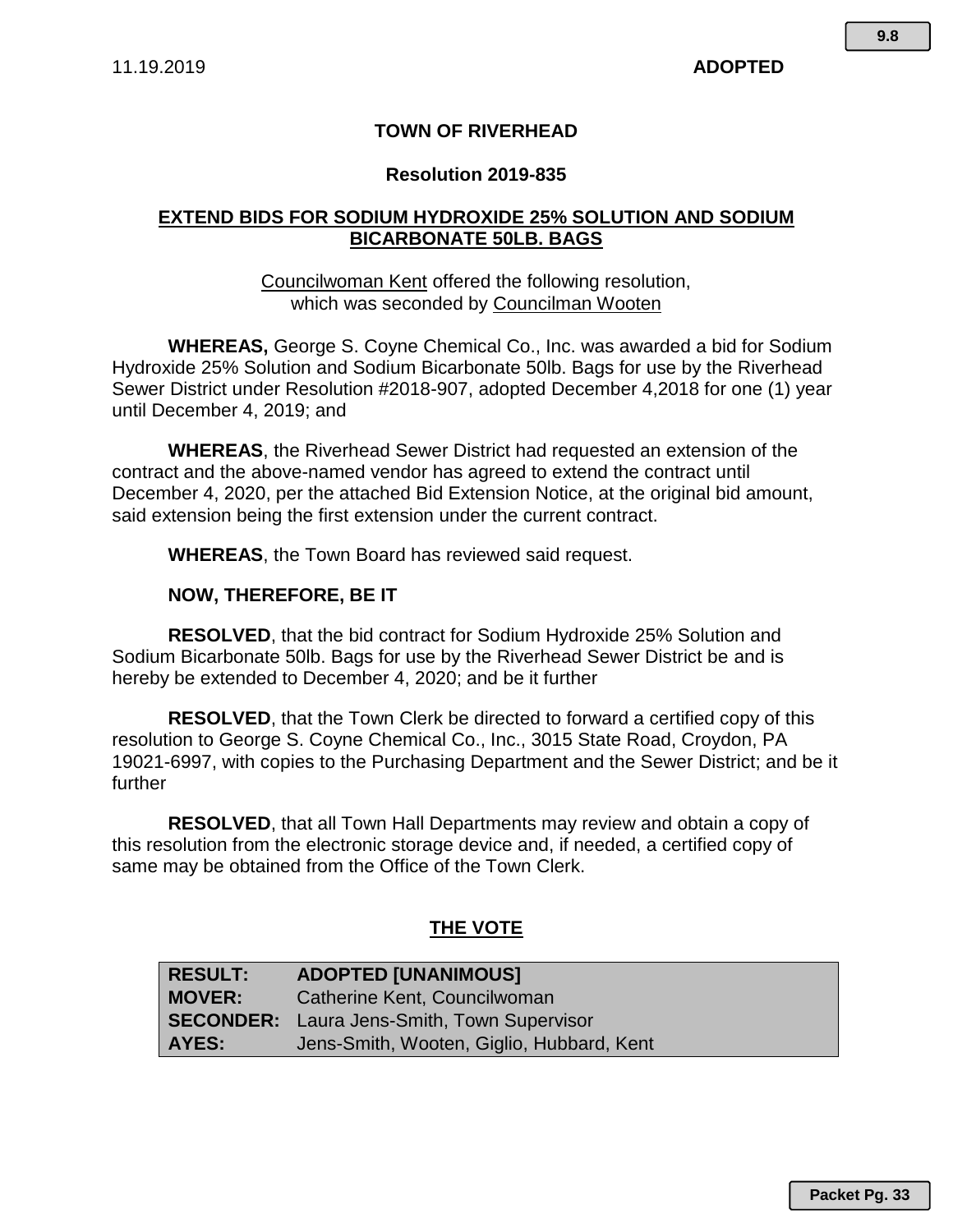11.19.2019 **ADOPTED**

**TOWN OF RIVERHEAD**

**Resolution 2019-835**

**EXTEND BIDS FOR SODIUM HYDROXIDE 25% SOLUTION AND SODIUM BICARBONATE 50LB. BAGS**

Councilwoman Kent offered the following resolution, which was seconded by Councilman Wooten

**WHEREAS,** George S. Coyne Chemical Co., Inc. was awarded a bid for Sodium Hydroxide 25% Solution and Sodium Bicarbonate 50lb. Bags for use by the Riverhead Sewer District under Resolution #2018-907, adopted December 4,2018 for one (1) year until December 4, 2019; and

**WHEREAS**, the Riverhead Sewer District had requested an extension of the contract and the above-named vendor has agreed to extend the contract until December 4, 2020, per the attached Bid Extension Notice, at the original bid amount, said extension being the first extension under the current contract.

**WHEREAS**, the Town Board has reviewed said request.

**NOW, THEREFORE, BE IT**

**RESOLVED**, that the bid contract for Sodium Hydroxide 25% Solution and Sodium Bicarbonate 50lb. Bags for use by the Riverhead Sewer District be and is hereby be extended to December 4, 2020; and be it further

**RESOLVED**, that the Town Clerk be directed to forward a certified copy of this resolution to George S. Coyne Chemical Co., Inc., 3015 State Road, Croydon, PA 19021-6997, with copies to the Purchasing Department and the Sewer District; and be it further

**RESOLVED**, that all Town Hall Departments may review and obtain a copy of this resolution from the electronic storage device and, if needed, a certified copy of same may be obtained from the Office of the Town Clerk.

**THE VOTE**

| | |
|---|---|
| **RESULT:** | **ADOPTED [UNANIMOUS]** |
| **MOVER:** | Catherine Kent, Councilwoman |
| **SECONDER:** | Laura Jens-Smith, Town Supervisor |
| **AYES:** | Jens-Smith, Wooten, Giglio, Hubbard, Kent |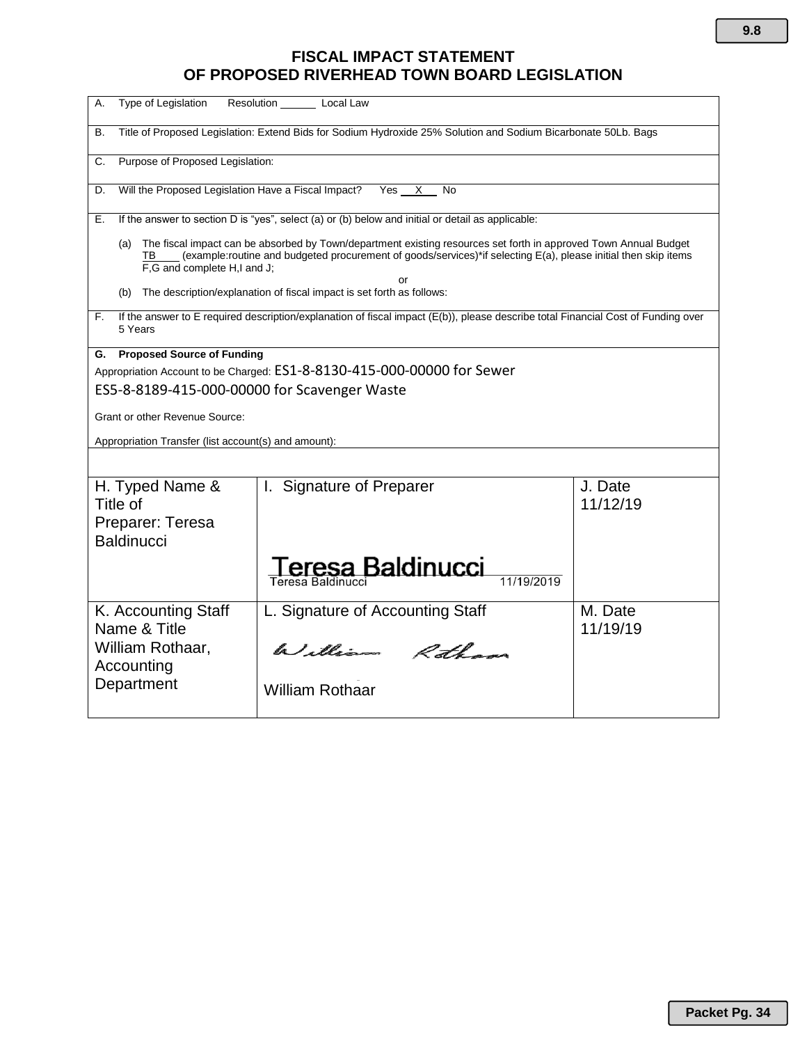# FISCAL IMPACT STATEMENT
# OF PROPOSED RIVERHEAD TOWN BOARD LEGISLATION

A. Type of Legislation Resolution ______ Local Law

B. Title of Proposed Legislation: Extend Bids for Sodium Hydroxide 25% Solution and Sodium Bicarbonate 50Lb. Bags

C. Purpose of Proposed Legislation:

D. Will the Proposed Legislation Have a Fiscal Impact? Yes __X__ No

E. If the answer to section D is "yes", select (a) or (b) below and initial or detail as applicable:

(a) The fiscal impact can be absorbed by Town/department existing resources set forth in approved Town Annual Budget TB____ (example:routine and budgeted procurement of goods/services)*if selecting E(a), please initial then skip items F,G and complete H,I and J;

or

(b) The description/explanation of fiscal impact is set forth as follows:

F. If the answer to E required description/explanation of fiscal impact (E(b)), please describe total Financial Cost of Funding over 5 Years

**G. Proposed Source of Funding**

Appropriation Account to be Charged: ES1-8-8130-415-000-00000 for Sewer

ES5-8-8189-415-000-00000 for Scavenger Waste

Grant or other Revenue Source:

Appropriation Transfer (list account(s) and amount):

| H. Typed Name & Title of Preparer: Teresa Baldinucci | I. Signature of Preparer<br>Teresa Baldinucci<br>Teresa Baldinucci 11/19/2019 | J. Date<br>11/12/19 |
|---|---|---|
| K. Accounting Staff Name & Title<br>William Rothaar, Accounting Department | L. Signature of Accounting Staff<br>William Rothaar<br>William Rothaar | M. Date<br>11/19/19 |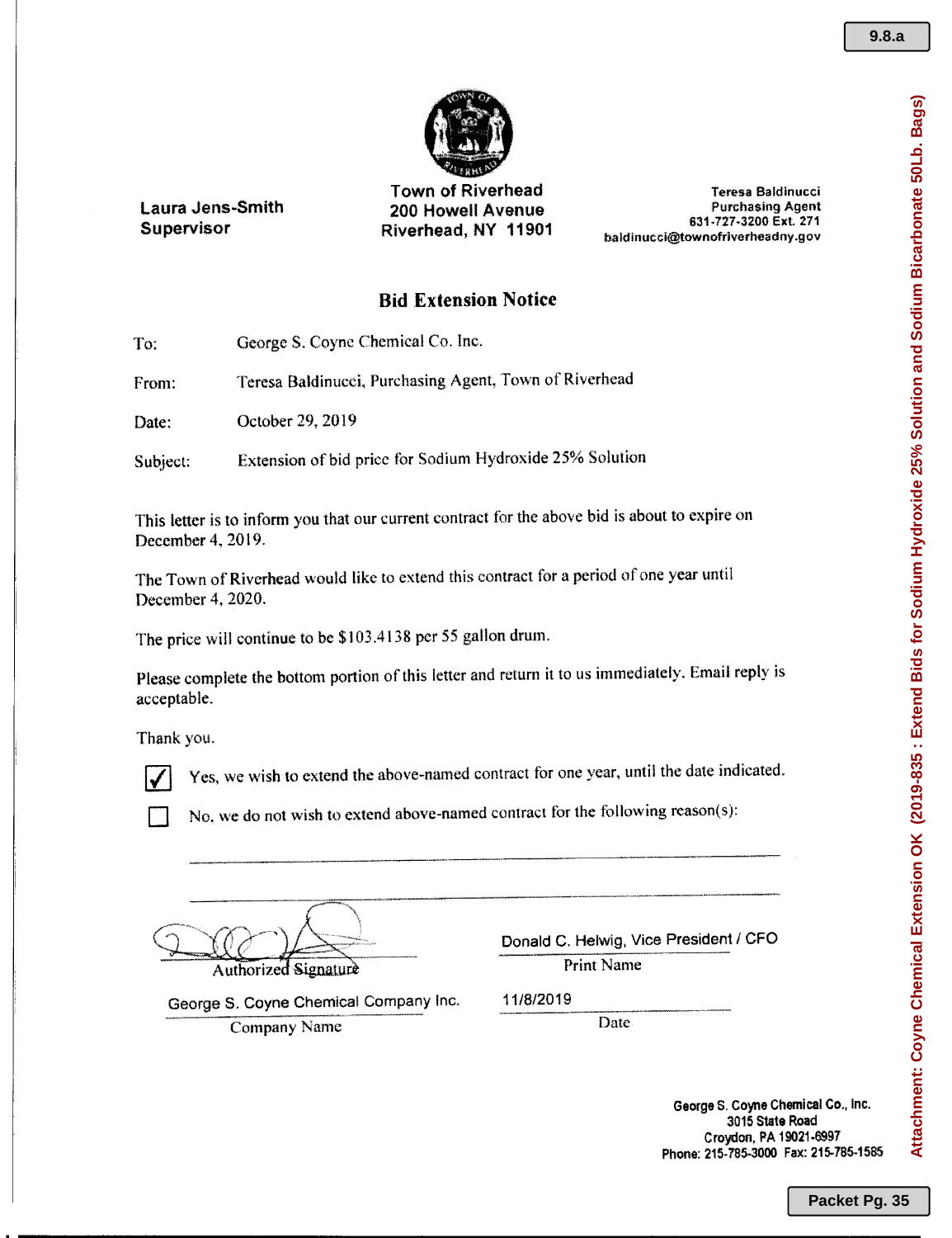Laura Jens-Smith
Supervisor

Town of Riverhead
200 Howell Avenue
Riverhead, NY 11901

Teresa Baldinucci
Purchasing Agent
631-727-3200 Ext. 271
baldinucci@townofriverheadny.gov

## Bid Extension Notice

To: George S. Coyne Chemical Co. Inc.

From: Teresa Baldinucci, Purchasing Agent, Town of Riverhead

Date: October 29, 2019

Subject: Extension of bid price for Sodium Hydroxide 25% Solution

This letter is to inform you that our current contract for the above bid is about to expire on December 4, 2019.

The Town of Riverhead would like to extend this contract for a period of one year until December 4, 2020.

The price will continue to be $103.4138 per 55 gallon drum.

Please complete the bottom portion of this letter and return it to us immediately. Email reply is acceptable.

Thank you.

☑ Yes, we wish to extend the above-named contract for one year, until the date indicated.

☐ No, we do not wish to extend above-named contract for the following reason(s):

\_\_\_\_\_\_\_\_\_\_\_\_\_\_\_\_\_\_\_\_\_\_\_\_\_\_\_\_\_\_\_\_\_\_\_\_\_\_\_\_

\_\_\_\_\_\_\_\_\_\_\_\_\_\_\_\_\_\_\_\_\_\_\_\_\_\_\_\_\_\_\_\_\_\_\_\_\_\_\_\_

[Signature]
Authorized Signature

Donald C. Helwig, Vice President / CFO
Print Name

George S. Coyne Chemical Company Inc.
Company Name

11/8/2019
Date

George S. Coyne Chemical Co., Inc.
3015 State Road
Croydon, PA 19021-6997
Phone: 215-785-3000 Fax: 215-785-1585

Attachment: Coyne Chemical Extension OK (2019-835 : Extend Bids for Sodium Hydroxide 25% Solution and Sodium Bicarbonate 50Lb. Bags)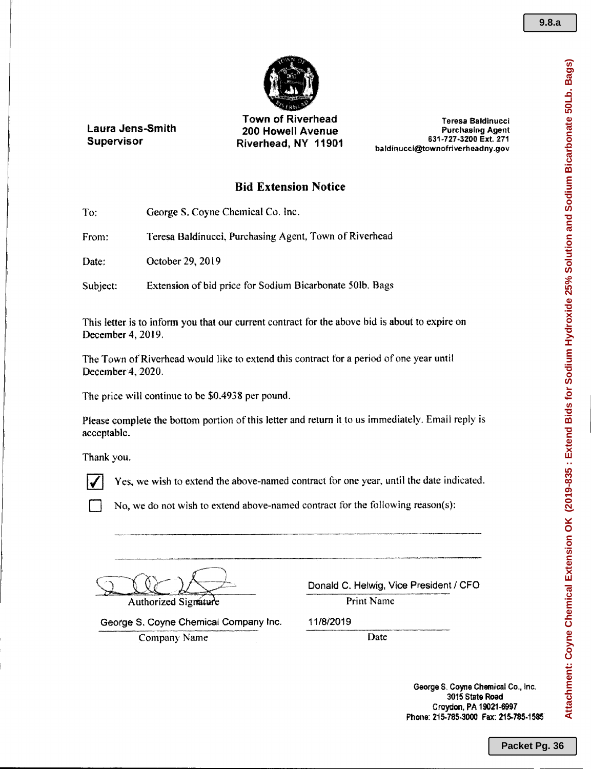Laura Jens-Smith
Supervisor

Town of Riverhead
200 Howell Avenue
Riverhead, NY 11901

Teresa Baldinucci
Purchasing Agent
631-727-3200 Ext. 271
baldinucci@townofriverheadny.gov

## Bid Extension Notice

To: George S. Coyne Chemical Co. Inc.

From: Teresa Baldinucci, Purchasing Agent, Town of Riverhead

Date: October 29, 2019

Subject: Extension of bid price for Sodium Bicarbonate 50lb. Bags

This letter is to inform you that our current contract for the above bid is about to expire on December 4, 2019.

The Town of Riverhead would like to extend this contract for a period of one year until December 4, 2020.

The price will continue to be $0.4938 per pound.

Please complete the bottom portion of this letter and return it to us immediately. Email reply is acceptable.

Thank you.

☑ Yes, we wish to extend the above-named contract for one year, until the date indicated.

☐ No, we do not wish to extend above-named contract for the following reason(s):

\_\_\_\_\_\_\_\_\_\_\_\_\_\_\_\_\_\_\_\_\_\_\_\_\_\_\_\_\_\_\_\_\_\_\_\_\_\_\_\_

\_\_\_\_\_\_\_\_\_\_\_\_\_\_\_\_\_\_\_\_\_\_\_\_\_\_\_\_\_\_\_\_\_\_\_\_\_\_\_\_

| | |
|---|---|
| [Signature] | Donald C. Helwig, Vice President / CFO |
| Authorized Signature | Print Name |
| George S. Coyne Chemical Company Inc. | 11/8/2019 |
| Company Name | Date |

George S. Coyne Chemical Co., Inc.
3015 State Road
Croydon, PA 19021-6997
Phone: 215-785-3000 Fax: 215-785-1585

Attachment: Coyne Chemical Extension OK (2019-835 : Extend Bids for Sodium Hydroxide 25% Solution and Sodium Bicarbonate 50Lb. Bags)